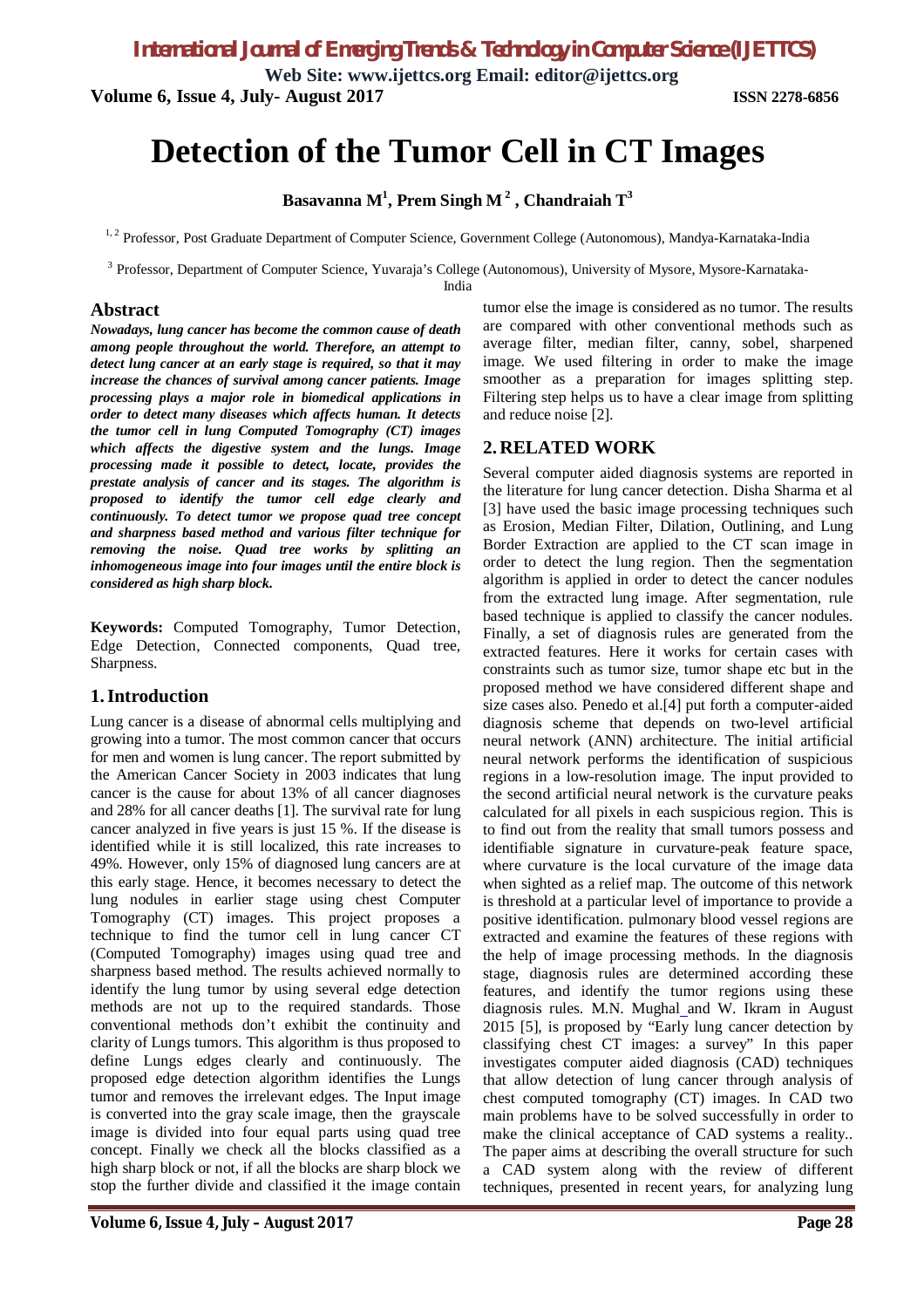# Detection of the Tumor Cell in CT Images

**Basavanna M[1], Prem Singh M[2], Chandraiah T[3]**

[1, 2] Professor, Post Graduate Department of Computer Science, Government College (Autonomous), Mandya-Karnataka-India

[3] Professor, Department of Computer Science, Yuvaraja's College (Autonomous), University of Mysore, Mysore-Karnataka-India

## Abstract

***Nowadays, lung cancer has become the common cause of death among people throughout the world. Therefore, an attempt to detect lung cancer at an early stage is required, so that it may increase the chances of survival among cancer patients. Image processing plays a major role in biomedical applications in order to detect many diseases which affects human. It detects the tumor cell in lung Computed Tomography (CT) images which affects the digestive system and the lungs. Image processing made it possible to detect, locate, provides the prestate analysis of cancer and its stages. The algorithm is proposed to identify the tumor cell edge clearly and continuously. To detect tumor we propose quad tree concept and sharpness based method and various filter technique for removing the noise. Quad tree works by splitting an inhomogeneous image into four images until the entire block is considered as high sharp block.***

**Keywords:** Computed Tomography, Tumor Detection, Edge Detection, Connected components, Quad tree, Sharpness.

## 1. Introduction

Lung cancer is a disease of abnormal cells multiplying and growing into a tumor. The most common cancer that occurs for men and women is lung cancer. The report submitted by the American Cancer Society in 2003 indicates that lung cancer is the cause for about 13% of all cancer diagnoses and 28% for all cancer deaths [1]. The survival rate for lung cancer analyzed in five years is just 15 %. If the disease is identified while it is still localized, this rate increases to 49%. However, only 15% of diagnosed lung cancers are at this early stage. Hence, it becomes necessary to detect the lung nodules in earlier stage using chest Computer Tomography (CT) images. This project proposes a technique to find the tumor cell in lung cancer CT (Computed Tomography) images using quad tree and sharpness based method. The results achieved normally to identify the lung tumor by using several edge detection methods are not up to the required standards. Those conventional methods don't exhibit the continuity and clarity of Lungs tumors. This algorithm is thus proposed to define Lungs edges clearly and continuously. The proposed edge detection algorithm identifies the Lungs tumor and removes the irrelevant edges. The Input image is converted into the gray scale image, then the grayscale image is divided into four equal parts using quad tree concept. Finally we check all the blocks classified as a high sharp block or not, if all the blocks are sharp block we stop the further divide and classified it the image contain tumor else the image is considered as no tumor. The results are compared with other conventional methods such as average filter, median filter, canny, sobel, sharpened image. We used filtering in order to make the image smoother as a preparation for images splitting step. Filtering step helps us to have a clear image from splitting and reduce noise [2].

## 2. RELATED WORK

Several computer aided diagnosis systems are reported in the literature for lung cancer detection. Disha Sharma et al [3] have used the basic image processing techniques such as Erosion, Median Filter, Dilation, Outlining, and Lung Border Extraction are applied to the CT scan image in order to detect the lung region. Then the segmentation algorithm is applied in order to detect the cancer nodules from the extracted lung image. After segmentation, rule based technique is applied to classify the cancer nodules. Finally, a set of diagnosis rules are generated from the extracted features. Here it works for certain cases with constraints such as tumor size, tumor shape etc but in the proposed method we have considered different shape and size cases also. Penedo et al.[4] put forth a computer-aided diagnosis scheme that depends on two-level artificial neural network (ANN) architecture. The initial artificial neural network performs the identification of suspicious regions in a low-resolution image. The input provided to the second artificial neural network is the curvature peaks calculated for all pixels in each suspicious region. This is to find out from the reality that small tumors possess and identifiable signature in curvature-peak feature space, where curvature is the local curvature of the image data when sighted as a relief map. The outcome of this network is threshold at a particular level of importance to provide a positive identification. pulmonary blood vessel regions are extracted and examine the features of these regions with the help of image processing methods. In the diagnosis stage, diagnosis rules are determined according these features, and identify the tumor regions using these diagnosis rules. M.N. Mughal_and W. Ikram in August 2015 [5], is proposed by "Early lung cancer detection by classifying chest CT images: a survey" In this paper investigates computer aided diagnosis (CAD) techniques that allow detection of lung cancer through analysis of chest computed tomography (CT) images. In CAD two main problems have to be solved successfully in order to make the clinical acceptance of CAD systems a reality.. The paper aims at describing the overall structure for such a CAD system along with the review of different techniques, presented in recent years, for analyzing lung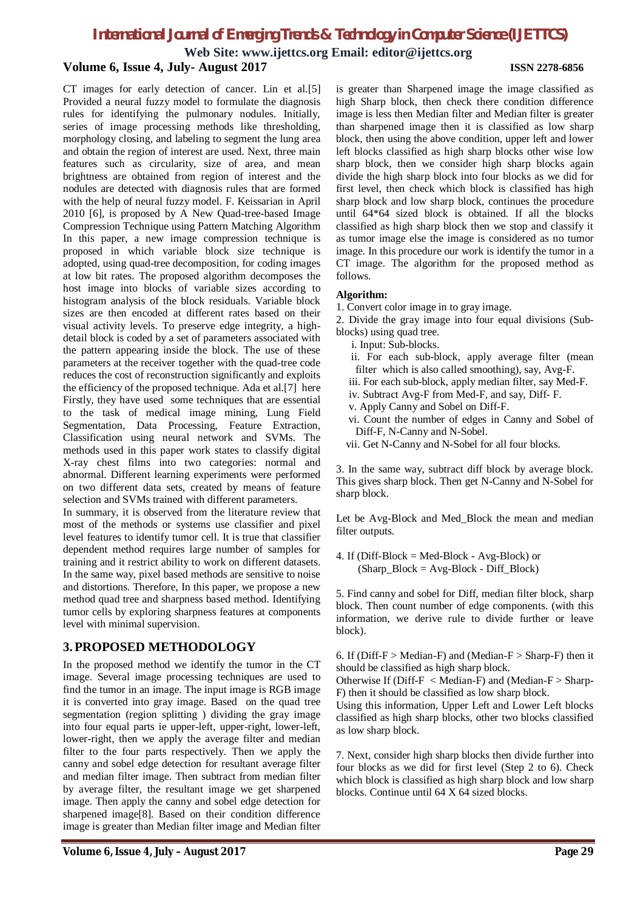CT images for early detection of cancer. Lin et al.[5] Provided a neural fuzzy model to formulate the diagnosis rules for identifying the pulmonary nodules. Initially, series of image processing methods like thresholding, morphology closing, and labeling to segment the lung area and obtain the region of interest are used. Next, three main features such as circularity, size of area, and mean brightness are obtained from region of interest and the nodules are detected with diagnosis rules that are formed with the help of neural fuzzy model. F. Keissarian in April 2010 [6], is proposed by A New Quad-tree-based Image Compression Technique using Pattern Matching Algorithm In this paper, a new image compression technique is proposed in which variable block size technique is adopted, using quad-tree decomposition, for coding images at low bit rates. The proposed algorithm decomposes the host image into blocks of variable sizes according to histogram analysis of the block residuals. Variable block sizes are then encoded at different rates based on their visual activity levels. To preserve edge integrity, a high-detail block is coded by a set of parameters associated with the pattern appearing inside the block. The use of these parameters at the receiver together with the quad-tree code reduces the cost of reconstruction significantly and exploits the efficiency of the proposed technique. Ada et al.[7] here Firstly, they have used some techniques that are essential to the task of medical image mining, Lung Field Segmentation, Data Processing, Feature Extraction, Classification using neural network and SVMs. The methods used in this paper work states to classify digital X-ray chest films into two categories: normal and abnormal. Different learning experiments were performed on two different data sets, created by means of feature selection and SVMs trained with different parameters.

In summary, it is observed from the literature review that most of the methods or systems use classifier and pixel level features to identify tumor cell. It is true that classifier dependent method requires large number of samples for training and it restrict ability to work on different datasets. In the same way, pixel based methods are sensitive to noise and distortions. Therefore, In this paper, we propose a new method quad tree and sharpness based method. Identifying tumor cells by exploring sharpness features at components level with minimal supervision.

## 3. PROPOSED METHODOLOGY

In the proposed method we identify the tumor in the CT image. Several image processing techniques are used to find the tumor in an image. The input image is RGB image it is converted into gray image. Based on the quad tree segmentation (region splitting ) dividing the gray image into four equal parts ie upper-left, upper-right, lower-left, lower-right, then we apply the average filter and median filter to the four parts respectively. Then we apply the canny and sobel edge detection for resultant average filter and median filter image. Then subtract from median filter by average filter, the resultant image we get sharpened image. Then apply the canny and sobel edge detection for sharpened image[8]. Based on their condition difference image is greater than Median filter image and Median filter is greater than Sharpened image the image classified as high Sharp block, then check there condition difference image is less then Median filter and Median filter is greater than sharpened image then it is classified as low sharp block, then using the above condition, upper left and lower left blocks classified as high sharp blocks other wise low sharp block, then we consider high sharp blocks again divide the high sharp block into four blocks as we did for first level, then check which block is classified has high sharp block and low sharp block, continues the procedure until 64*64 sized block is obtained. If all the blocks classified as high sharp block then we stop and classify it as tumor image else the image is considered as no tumor image. In this procedure our work is identify the tumor in a CT image. The algorithm for the proposed method as follows.

**Algorithm:**

1. Convert color image in to gray image.
2. Divide the gray image into four equal divisions (Sub-blocks) using quad tree.
   i. Input: Sub-blocks.
   ii. For each sub-block, apply average filter (mean filter which is also called smoothing), say, Avg-F.
   iii. For each sub-block, apply median filter, say Med-F.
   iv. Subtract Avg-F from Med-F, and say, Diff- F.
   v. Apply Canny and Sobel on Diff-F.
   vi. Count the number of edges in Canny and Sobel of Diff-F, N-Canny and N-Sobel.
   vii. Get N-Canny and N-Sobel for all four blocks.

3. In the same way, subtract diff block by average block. This gives sharp block. Then get N-Canny and N-Sobel for sharp block.

Let be Avg-Block and Med_Block the mean and median filter outputs.

4. If (Diff-Block = Med-Block - Avg-Block) or
   (Sharp_Block = Avg-Block - Diff_Block)

5. Find canny and sobel for Diff, median filter block, sharp block. Then count number of edge components. (with this information, we derive rule to divide further or leave block).

6. If (Diff-F > Median-F) and (Median-F > Sharp-F) then it should be classified as high sharp block.

Otherwise If (Diff-F < Median-F) and (Median-F > Sharp-F) then it should be classified as low sharp block.

Using this information, Upper Left and Lower Left blocks classified as high sharp blocks, other two blocks classified as low sharp block.

7. Next, consider high sharp blocks then divide further into four blocks as we did for first level (Step 2 to 6). Check which block is classified as high sharp block and low sharp blocks. Continue until 64 X 64 sized blocks.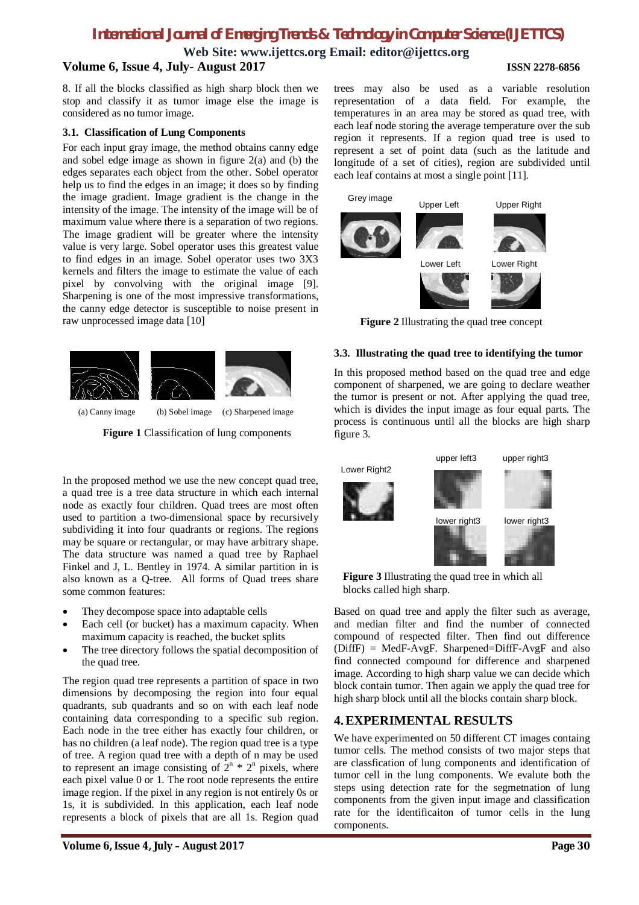8. If all the blocks classified as high sharp block then we stop and classify it as tumor image else the image is considered as no tumor image.

### 3.1. Classification of Lung Components

For each input gray image, the method obtains canny edge and sobel edge image as shown in figure 2(a) and (b) the edges separates each object from the other. Sobel operator help us to find the edges in an image; it does so by finding the image gradient. Image gradient is the change in the intensity of the image. The intensity of the image will be of maximum value where there is a separation of two regions. The image gradient will be greater where the intensity value is very large. Sobel operator uses this greatest value to find edges in an image. Sobel operator uses two 3X3 kernels and filters the image to estimate the value of each pixel by convolving with the original image [9]. Sharpening is one of the most impressive transformations, the canny edge detector is susceptible to noise present in raw unprocessed image data [10]

(a) Canny image (b) Sobel image (c) Sharpened image

**Figure 1** Classification of lung components

In the proposed method we use the new concept quad tree, a quad tree is a tree data structure in which each internal node as exactly four children. Quad trees are most often used to partition a two-dimensional space by recursively subdividing it into four quadrants or regions. The regions may be square or rectangular, or may have arbitrary shape. The data structure was named a quad tree by Raphael Finkel and J, L. Bentley in 1974. A similar partition in is also known as a Q-tree. All forms of Quad trees share some common features:

- They decompose space into adaptable cells
- Each cell (or bucket) has a maximum capacity. When maximum capacity is reached, the bucket splits
- The tree directory follows the spatial decomposition of the quad tree.

The region quad tree represents a partition of space in two dimensions by decomposing the region into four equal quadrants, sub quadrants and so on with each leaf node containing data corresponding to a specific sub region. Each node in the tree either has exactly four children, or has no children (a leaf node). The region quad tree is a type of tree. A region quad tree with a depth of n may be used to represent an image consisting of $2^n * 2^n$ pixels, where each pixel value 0 or 1. The root node represents the entire image region. If the pixel in any region is not entirely 0s or 1s, it is subdivided. In this application, each leaf node represents a block of pixels that are all 1s. Region quad trees may also be used as a variable resolution representation of a data field. For example, the temperatures in an area may be stored as quad tree, with each leaf node storing the average temperature over the sub region it represents. If a region quad tree is used to represent a set of point data (such as the latitude and longitude of a set of cities), region are subdivided until each leaf contains at most a single point [11].

Grey image Upper Left Upper Right Lower Left Lower Right

**Figure 2** Illustrating the quad tree concept

### 3.3. Illustrating the quad tree to identifying the tumor

In this proposed method based on the quad tree and edge component of sharpened, we are going to declare weather the tumor is present or not. After applying the quad tree, which is divides the input image as four equal parts. The process is continuous until all the blocks are high sharp figure 3.

Lower Right2 upper left3 upper right3 lower right3 lower right3

**Figure 3** Illustrating the quad tree in which all blocks called high sharp.

Based on quad tree and apply the filter such as average, and median filter and find the number of connected compound of respected filter. Then find out difference (DiffF) = MedF-AvgF. Sharpened=DiffF-AvgF and also find connected compound for difference and sharpened image. According to high sharp value we can decide which block contain tumor. Then again we apply the quad tree for high sharp block until all the blocks contain sharp block.

## 4. EXPERIMENTAL RESULTS

We have experimented on 50 different CT images containg tumor cells. The method consists of two major steps that are classfication of lung components and identification of tumor cell in the lung components. We evalute both the steps using detection rate for the segmetnation of lung components from the given input image and classification rate for the identificaiton of tumor cells in the lung components.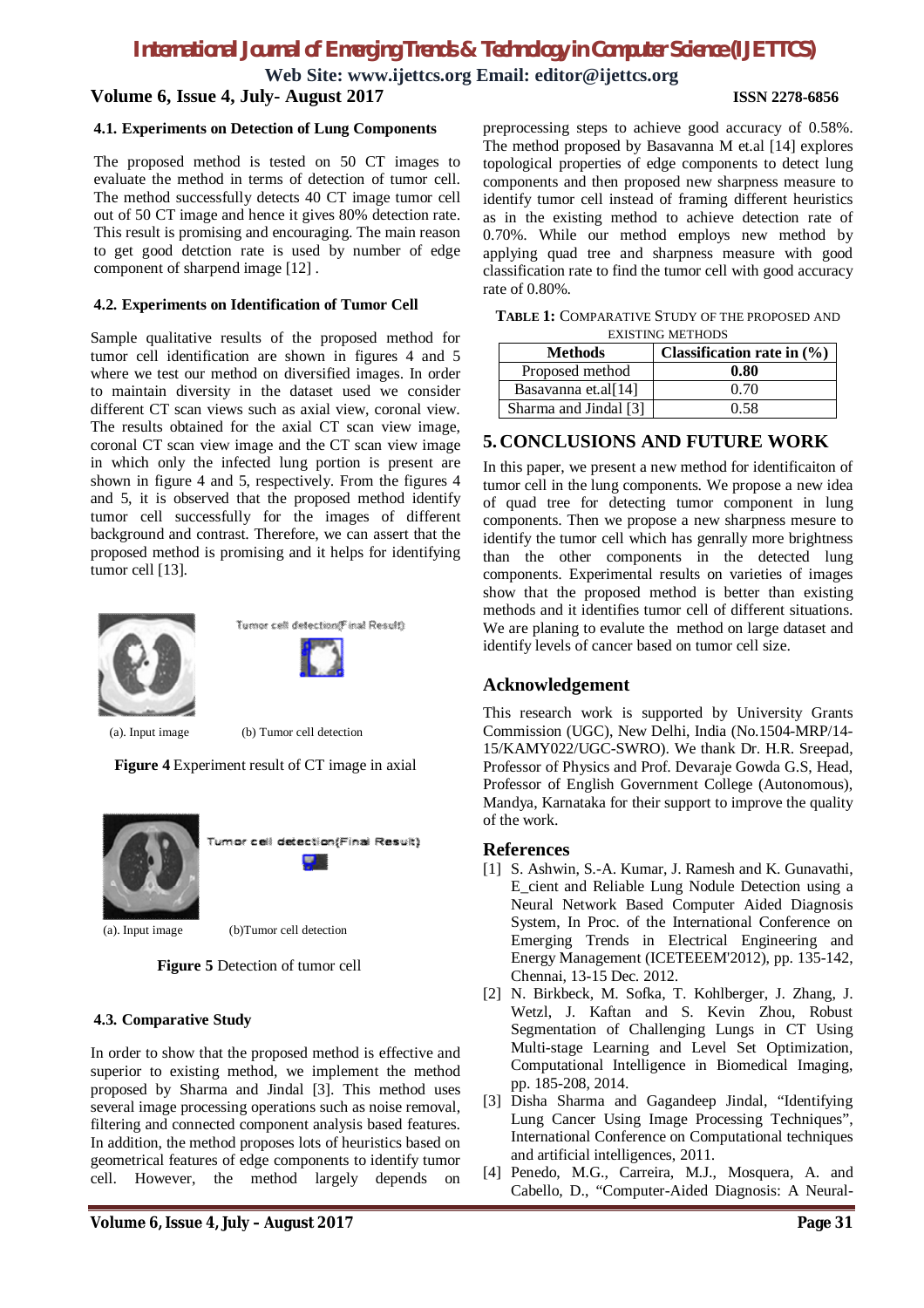### 4.1. Experiments on Detection of Lung Components

The proposed method is tested on 50 CT images to evaluate the method in terms of detection of tumor cell. The method successfully detects 40 CT image tumor cell out of 50 CT image and hence it gives 80% detection rate. This result is promising and encouraging. The main reason to get good detction rate is used by number of edge component of sharpend image [12] .

### 4.2. Experiments on Identification of Tumor Cell

Sample qualitative results of the proposed method for tumor cell identification are shown in figures 4 and 5 where we test our method on diversified images. In order to maintain diversity in the dataset used we consider different CT scan views such as axial view, coronal view. The results obtained for the axial CT scan view image, coronal CT scan view image and the CT scan view image in which only the infected lung portion is present are shown in figure 4 and 5, respectively. From the figures 4 and 5, it is observed that the proposed method identify tumor cell successfully for the images of different background and contrast. Therefore, we can assert that the proposed method is promising and it helps for identifying tumor cell [13].

(a). Input image (b) Tumor cell detection

**Figure 4** Experiment result of CT image in axial

(a). Input image (b)Tumor cell detection

**Figure 5** Detection of tumor cell

### 4.3. Comparative Study

In order to show that the proposed method is effective and superior to existing method, we implement the method proposed by Sharma and Jindal [3]. This method uses several image processing operations such as noise removal, filtering and connected component analysis based features. In addition, the method proposes lots of heuristics based on geometrical features of edge components to identify tumor cell. However, the method largely depends on preprocessing steps to achieve good accuracy of 0.58%. The method proposed by Basavanna M et.al [14] explores topological properties of edge components to detect lung components and then proposed new sharpness measure to identify tumor cell instead of framing different heuristics as in the existing method to achieve detection rate of 0.70%. While our method employs new method by applying quad tree and sharpness measure with good classification rate to find the tumor cell with good accuracy rate of 0.80%.

**TABLE 1:** COMPARATIVE STUDY OF THE PROPOSED AND EXISTING METHODS

| Methods | Classification rate in (%) |
|---|---|
| Proposed method | **0.80** |
| Basavanna et.al[14] | 0.70 |
| Sharma and Jindal [3] | 0.58 |

## 5. CONCLUSIONS AND FUTURE WORK

In this paper, we present a new method for identificaiton of tumor cell in the lung components. We propose a new idea of quad tree for detecting tumor component in lung components. Then we propose a new sharpness mesure to identify the tumor cell which has genrally more brightness than the other components in the detected lung components. Experimental results on varieties of images show that the proposed method is better than existing methods and it identifies tumor cell of different situations. We are planing to evalute the method on large dataset and identify levels of cancer based on tumor cell size.

## Acknowledgement

This research work is supported by University Grants Commission (UGC), New Delhi, India (No.1504-MRP/14-15/KAMY022/UGC-SWRO). We thank Dr. H.R. Sreepad, Professor of Physics and Prof. Devaraje Gowda G.S, Head, Professor of English Government College (Autonomous), Mandya, Karnataka for their support to improve the quality of the work.

## References

[1] S. Ashwin, S.-A. Kumar, J. Ramesh and K. Gunavathi, E_cient and Reliable Lung Nodule Detection using a Neural Network Based Computer Aided Diagnosis System, In Proc. of the International Conference on Emerging Trends in Electrical Engineering and Energy Management (ICETEEEM'2012), pp. 135-142, Chennai, 13-15 Dec. 2012.

[2] N. Birkbeck, M. Sofka, T. Kohlberger, J. Zhang, J. Wetzl, J. Kaftan and S. Kevin Zhou, Robust Segmentation of Challenging Lungs in CT Using Multi-stage Learning and Level Set Optimization, Computational Intelligence in Biomedical Imaging, pp. 185-208, 2014.

[3] Disha Sharma and Gagandeep Jindal, "Identifying Lung Cancer Using Image Processing Techniques", International Conference on Computational techniques and artificial intelligences, 2011.

[4] Penedo, M.G., Carreira, M.J., Mosquera, A. and Cabello, D., "Computer-Aided Diagnosis: A Neural-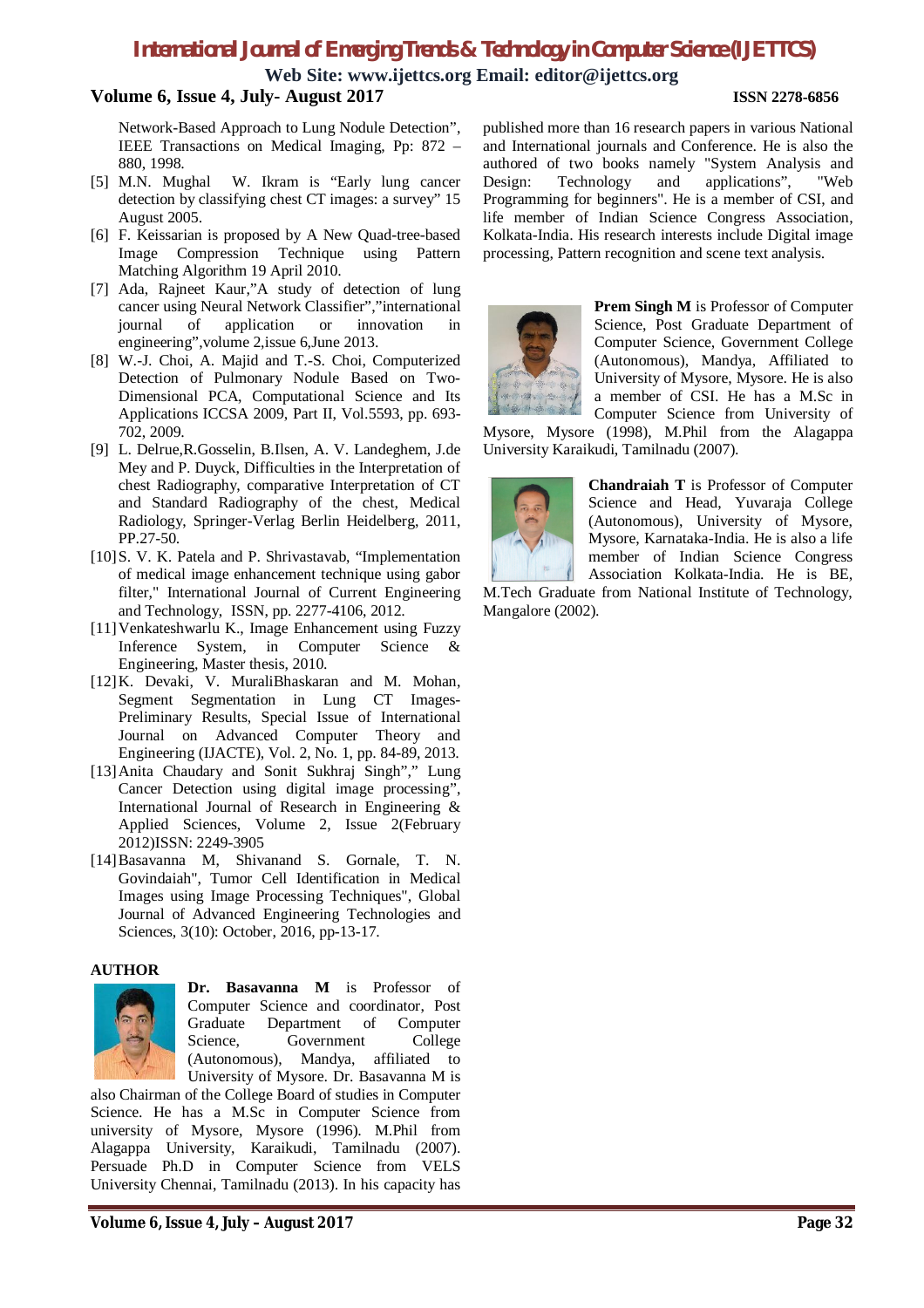Network-Based Approach to Lung Nodule Detection", IEEE Transactions on Medical Imaging, Pp: 872 – 880, 1998.

[5] M.N. Mughal W. Ikram is "Early lung cancer detection by classifying chest CT images: a survey" 15 August 2005.

[6] F. Keissarian is proposed by A New Quad-tree-based Image Compression Technique using Pattern Matching Algorithm 19 April 2010.

[7] Ada, Rajneet Kaur,"A study of detection of lung cancer using Neural Network Classifier","international journal of application or innovation in engineering",volume 2,issue 6,June 2013.

[8] W.-J. Choi, A. Majid and T.-S. Choi, Computerized Detection of Pulmonary Nodule Based on Two-Dimensional PCA, Computational Science and Its Applications ICCSA 2009, Part II, Vol.5593, pp. 693-702, 2009.

[9] L. Delrue,R.Gosselin, B.Ilsen, A. V. Landeghem, J.de Mey and P. Duyck, Difficulties in the Interpretation of chest Radiography, comparative Interpretation of CT and Standard Radiography of the chest, Medical Radiology, Springer-Verlag Berlin Heidelberg, 2011, PP.27-50.

[10] S. V. K. Patela and P. Shrivastavab, "Implementation of medical image enhancement technique using gabor filter," International Journal of Current Engineering and Technology, ISSN, pp. 2277-4106, 2012.

[11] Venkateshwarlu K., Image Enhancement using Fuzzy Inference System, in Computer Science & Engineering, Master thesis, 2010.

[12] K. Devaki, V. MuraliBhaskaran and M. Mohan, Segment Segmentation in Lung CT Images-Preliminary Results, Special Issue of International Journal on Advanced Computer Theory and Engineering (IJACTE), Vol. 2, No. 1, pp. 84-89, 2013.

[13] Anita Chaudary and Sonit Sukhraj Singh"," Lung Cancer Detection using digital image processing", International Journal of Research in Engineering & Applied Sciences, Volume 2, Issue 2(February 2012)ISSN: 2249-3905

[14] Basavanna M, Shivanand S. Gornale, T. N. Govindaiah", Tumor Cell Identification in Medical Images using Image Processing Techniques", Global Journal of Advanced Engineering Technologies and Sciences, 3(10): October, 2016, pp-13-17.

## AUTHOR

**Dr. Basavanna M** is Professor of Computer Science and coordinator, Post Graduate Department of Computer Science, Government College (Autonomous), Mandya, affiliated to University of Mysore. Dr. Basavanna M is also Chairman of the College Board of studies in Computer Science. He has a M.Sc in Computer Science from university of Mysore, Mysore (1996). M.Phil from Alagappa University, Karaikudi, Tamilnadu (2007). Persuade Ph.D in Computer Science from VELS University Chennai, Tamilnadu (2013). In his capacity has published more than 16 research papers in various National and International journals and Conference. He is also the authored of two books namely "System Analysis and Design: Technology and applications", "Web Programming for beginners". He is a member of CSI, and life member of Indian Science Congress Association, Kolkata-India. His research interests include Digital image processing, Pattern recognition and scene text analysis.

**Prem Singh M** is Professor of Computer Science, Post Graduate Department of Computer Science, Government College (Autonomous), Mandya, Affiliated to University of Mysore, Mysore. He is also a member of CSI. He has a M.Sc in Computer Science from University of Mysore, Mysore (1998), M.Phil from the Alagappa University Karaikudi, Tamilnadu (2007).

**Chandraiah T** is Professor of Computer Science and Head, Yuvaraja College (Autonomous), University of Mysore, Mysore, Karnataka-India. He is also a life member of Indian Science Congress Association Kolkata-India. He is BE, M.Tech Graduate from National Institute of Technology, Mangalore (2002).